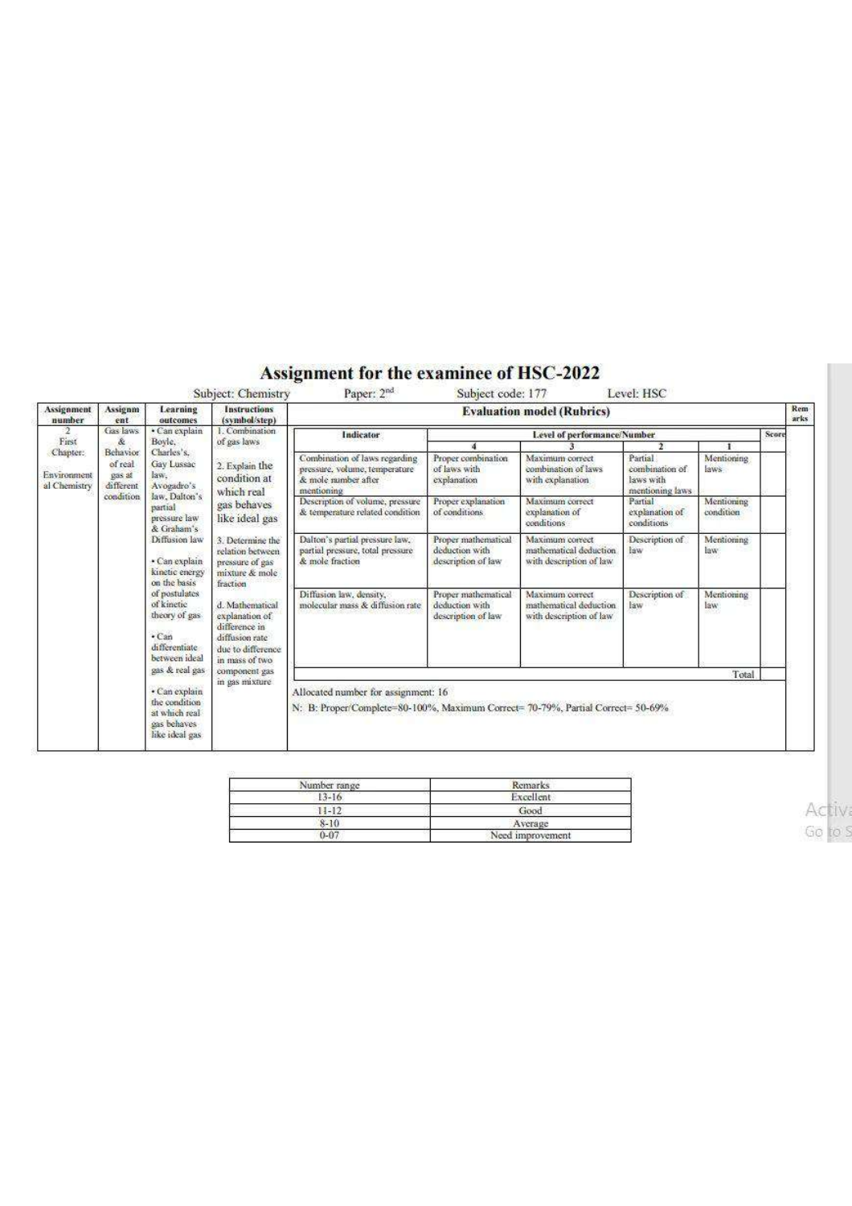# Assignment for the examinee of HSC-2022

Subject: Chemistry Paper: 2[nd] Subject code: 177 Level: HSC

| Assignment number | Assignment | Learning outcomes | Instructions (symbol/step) | Evaluation model (Rubrics) | Remarks |
|---|---|---|---|---|---|
| 2 First Chapter: Environmental Chemistry | Gas laws & Behavior of real gas at different condition | • Can explain Boyle, Charles's, Gay Lussac law, Avogadro's law, Dalton's partial pressure law & Graham's Diffusion law<br>• Can explain kinetic energy on the basis of postulates of kinetic theory of gas<br>• Can differentiate between ideal gas & real gas<br>• Can explain the condition at which real gas behaves like ideal gas | 1. Combination of gas laws<br>2. Explain the condition at which real gas behaves like ideal gas<br>3. Determine the relation between pressure of gas mixture & mole fraction<br>d. Mathematical explanation of difference in diffusion rate due to difference in mass of two component gas in gas mixture | See rubric table below | |

| Indicator | Level of performance/Number 4 | 3 | 2 | 1 | Score |
|---|---|---|---|---|---|
| Combination of laws regarding pressure, volume, temperature & mole number after mentioning | Proper combination of laws with explanation | Maximum correct combination of laws with explanation | Partial combination of laws with mentioning laws | Mentioning laws | |
| Description of volume, pressure & temperature related condition | Proper explanation of conditions | Maximum correct explanation of conditions | Partial explanation of conditions | Mentioning condition | |
| Dalton's partial pressure law, partial pressure, total pressure & mole fraction | Proper mathematical deduction with description of law | Maximum correct mathematical deduction with description of law | Description of law | Mentioning law | |
| Diffusion law, density, molecular mass & diffusion rate | Proper mathematical deduction with description of law | Maximum correct mathematical deduction with description of law | Description of law | Mentioning law | |
| | | | | Total | |

Allocated number for assignment: 16

N: B: Proper/Complete=80-100%, Maximum Correct= 70-79%, Partial Correct= 50-69%

| Number range | Remarks |
|---|---|
| 13-16 | Excellent |
| 11-12 | Good |
| 8-10 | Average |
| 0-07 | Need improvement |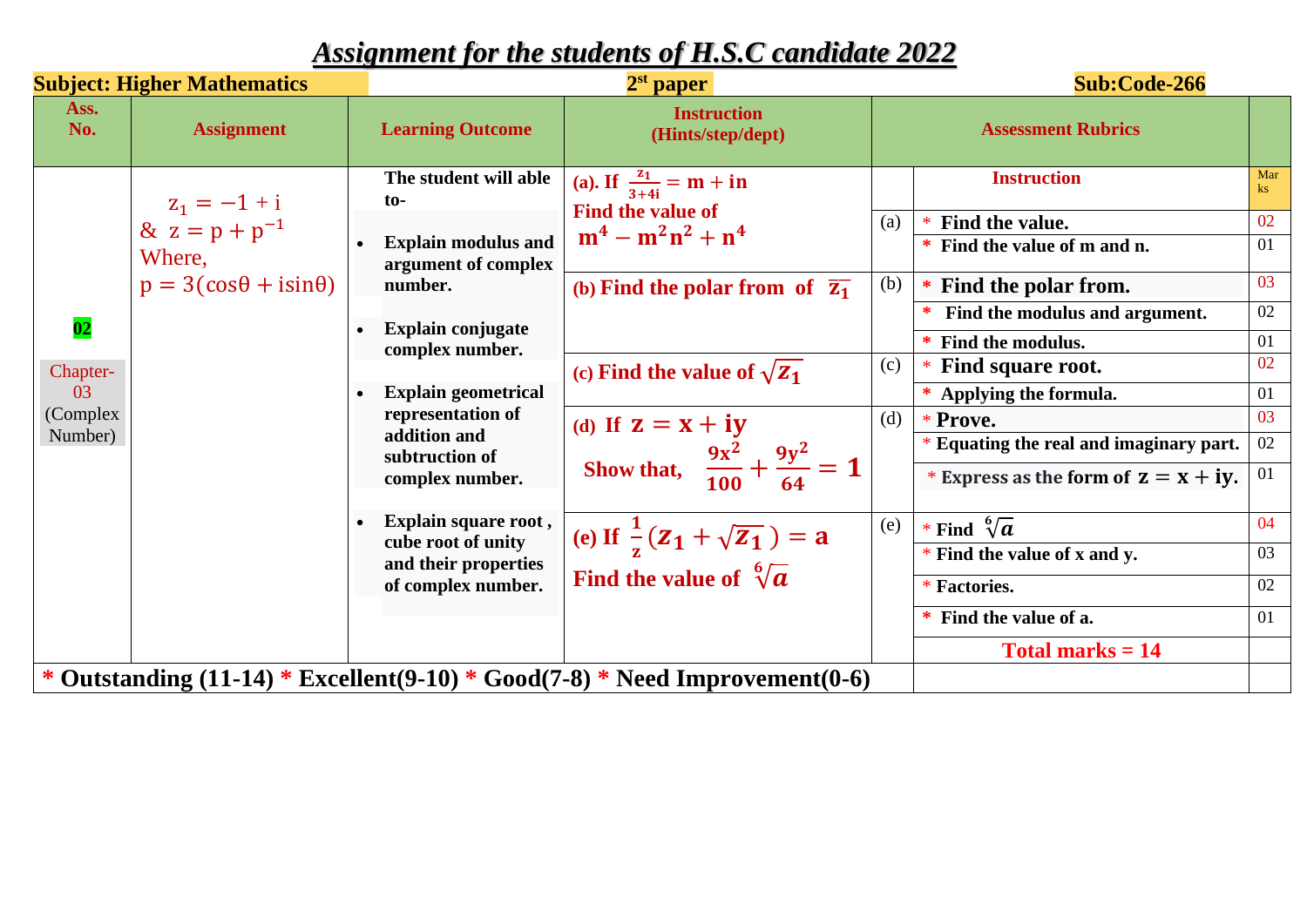# *Assignment for the students of H.S.C candidate 2022*

**Subject: Higher Mathematics** | **2nd paper** | **Sub:Code-266**

| Ass. No. | Assignment | Learning Outcome | Instruction (Hints/step/dept) | | Assessment Rubrics | |
|---|---|---|---|---|---|---|
| | | | | | **Instruction** | Marks |
| **02** Chapter-03 (Complex Number) | $z_1 = -1 + i$ & $z = p + p^{-1}$ Where, $p = 3(\cos\theta + i\sin\theta)$ | The student will able to- • Explain modulus and argument of complex number. • Explain conjugate complex number. • Explain geometrical representation of addition and subtruction of complex number. • Explain square root , cube root of unity and their properties of complex number. | (a). If $\frac{z_1}{3+4i} = m + in$ Find the value of $m^4 - m^2n^2 + n^4$ | (a) | * Find the value. | 02 |
| | | | | | * Find the value of m and n. | 01 |
| | | | (b) Find the polar from of $\overline{z_1}$ | (b) | * Find the polar from. | 03 |
| | | | | | * Find the modulus and argument. | 02 |
| | | | | | * Find the modulus. | 01 |
| | | | (c) Find the value of $\sqrt{z_1}$ | (c) | * Find square root. | 02 |
| | | | | | * Applying the formula. | 01 |
| | | | (d) If $z = x + iy$ Show that, $\frac{9x^2}{100} + \frac{9y^2}{64} = 1$ | (d) | * Prove. | 03 |
| | | | | | * Equating the real and imaginary part. | 02 |
| | | | | | * Express as the form of $z = x + iy$. | 01 |
| | | | (e) If $\frac{1}{z}(z_1 + \sqrt{z_1}) = a$ Find the value of $\sqrt[6]{a}$ | (e) | * Find $\sqrt[6]{a}$ | 04 |
| | | | | | * Find the value of x and y. | 03 |
| | | | | | * Factories. | 02 |
| | | | | | * Find the value of a. | 01 |
| | | | | | **Total marks = 14** | |

**\* Outstanding (11-14) \* Excellent(9-10) \* Good(7-8) \* Need Improvement(0-6)**